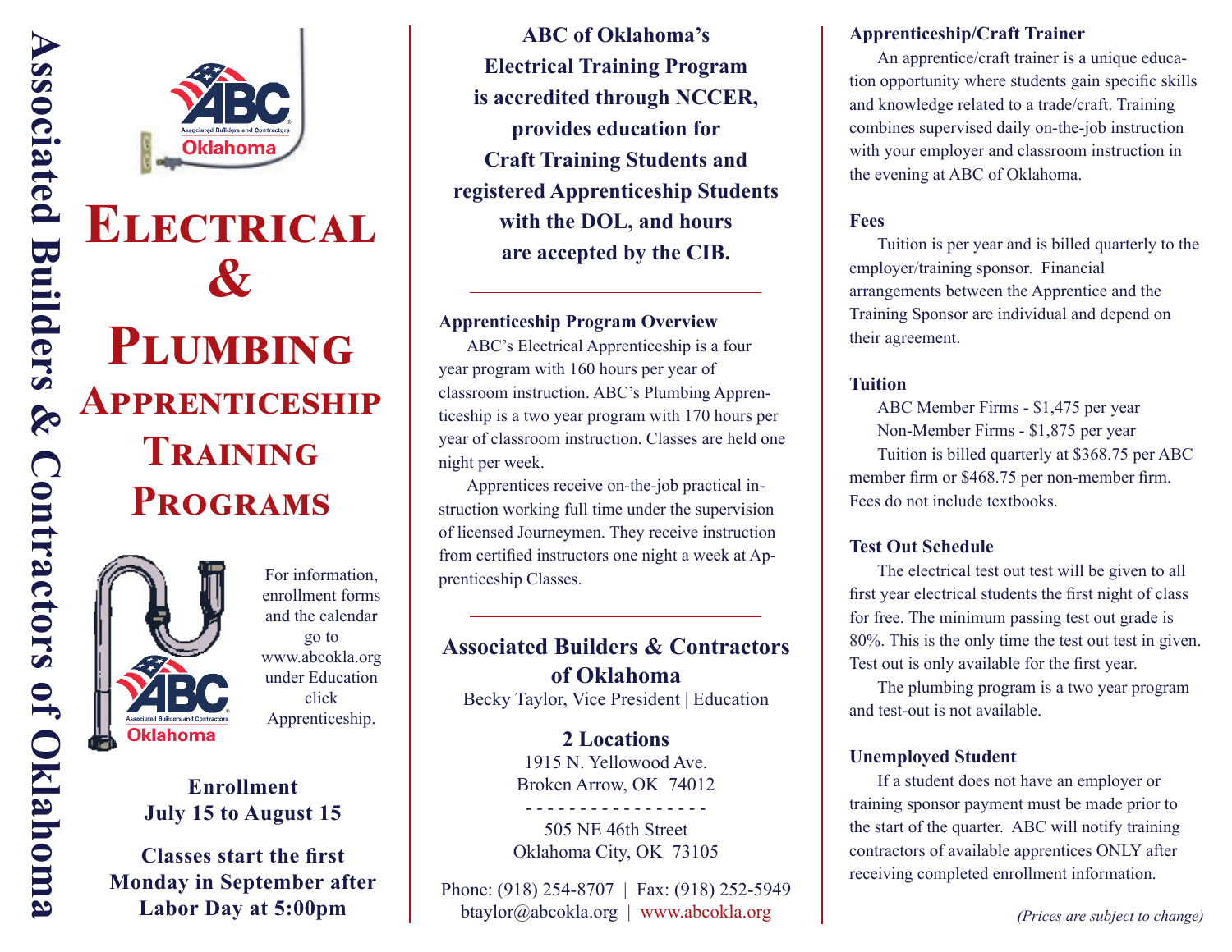Associated Builders & Contractors of Oklahoma

# Electrical & Plumbing Apprenticeship Training Programs

For information, enrollment forms and the calendar go to www.abcokla.org under Education click Apprenticeship.

**Enrollment**
**July 15 to August 15**

**Classes start the first Monday in September after Labor Day at 5:00pm**

**ABC of Oklahoma's Electrical Training Program is accredited through NCCER, provides education for Craft Training Students and registered Apprenticeship Students with the DOL, and hours are accepted by the CIB.**

### Apprenticeship Program Overview

ABC's Electrical Apprenticeship is a four year program with 160 hours per year of classroom instruction. ABC's Plumbing Apprenticeship is a two year program with 170 hours per year of classroom instruction. Classes are held one night per week.

Apprentices receive on-the-job practical instruction working full time under the supervision of licensed Journeymen. They receive instruction from certified instructors one night a week at Apprenticeship Classes.

## Associated Builders & Contractors of Oklahoma

Becky Taylor, Vice President | Education

**2 Locations**

1915 N. Yellowood Ave.
Broken Arrow, OK 74012

- - - - - - - - - - - - - - - - -

505 NE 46th Street
Oklahoma City, OK 73105

Phone: (918) 254-8707 | Fax: (918) 252-5949
btaylor@abcokla.org | www.abcokla.org

### Apprenticeship/Craft Trainer

An apprentice/craft trainer is a unique education opportunity where students gain specific skills and knowledge related to a trade/craft. Training combines supervised daily on-the-job instruction with your employer and classroom instruction in the evening at ABC of Oklahoma.

### Fees

Tuition is per year and is billed quarterly to the employer/training sponsor. Financial arrangements between the Apprentice and the Training Sponsor are individual and depend on their agreement.

### Tuition

ABC Member Firms - $1,475 per year
Non-Member Firms - $1,875 per year

Tuition is billed quarterly at $368.75 per ABC member firm or $468.75 per non-member firm. Fees do not include textbooks.

### Test Out Schedule

The electrical test out test will be given to all first year electrical students the first night of class for free. The minimum passing test out grade is 80%. This is the only time the test out test in given. Test out is only available for the first year.

The plumbing program is a two year program and test-out is not available.

### Unemployed Student

If a student does not have an employer or training sponsor payment must be made prior to the start of the quarter. ABC will notify training contractors of available apprentices ONLY after receiving completed enrollment information.

*(Prices are subject to change)*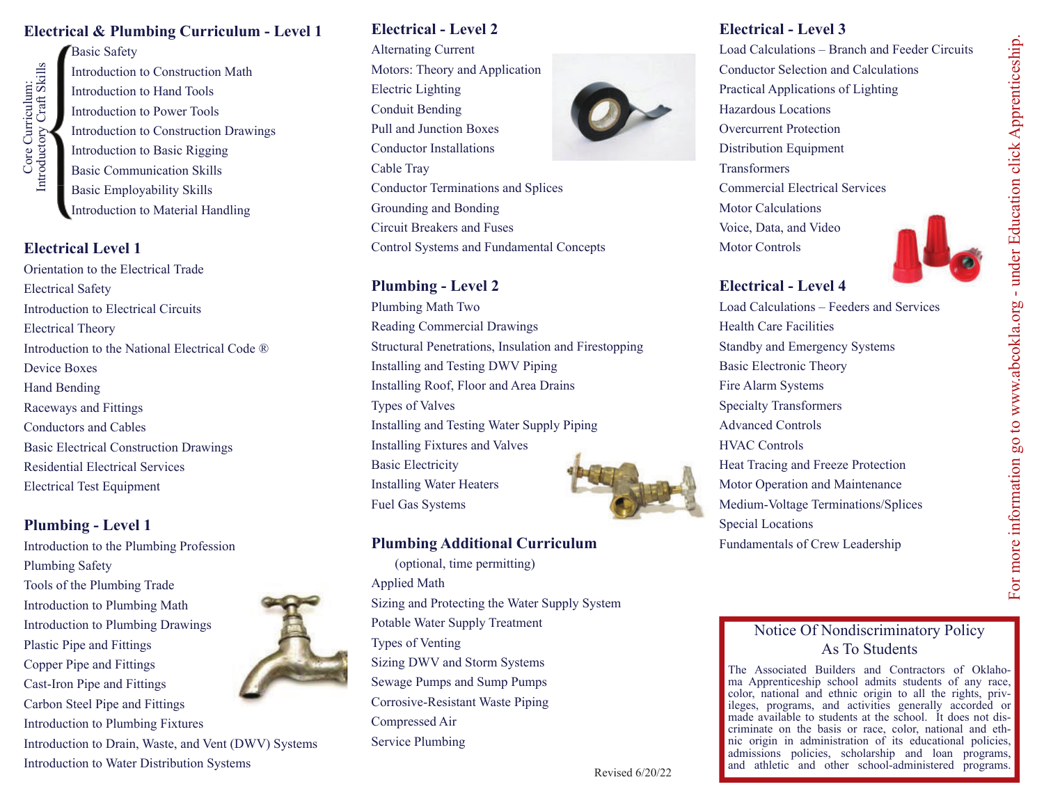## Electrical & Plumbing Curriculum - Level 1

Core Curriculum: Introductory Craft Skills

- Basic Safety
- Introduction to Construction Math
- Introduction to Hand Tools
- Introduction to Power Tools
- Introduction to Construction Drawings
- Introduction to Basic Rigging
- Basic Communication Skills
- Basic Employability Skills
- Introduction to Material Handling

## Electrical Level 1

- Orientation to the Electrical Trade
- Electrical Safety
- Introduction to Electrical Circuits
- Electrical Theory
- Introduction to the National Electrical Code ®
- Device Boxes
- Hand Bending
- Raceways and Fittings
- Conductors and Cables
- Basic Electrical Construction Drawings
- Residential Electrical Services
- Electrical Test Equipment

## Plumbing - Level 1

- Introduction to the Plumbing Profession
- Plumbing Safety
- Tools of the Plumbing Trade
- Introduction to Plumbing Math
- Introduction to Plumbing Drawings
- Plastic Pipe and Fittings
- Copper Pipe and Fittings
- Cast-Iron Pipe and Fittings
- Carbon Steel Pipe and Fittings
- Introduction to Plumbing Fixtures
- Introduction to Drain, Waste, and Vent (DWV) Systems
- Introduction to Water Distribution Systems

## Electrical - Level 2

- Alternating Current
- Motors: Theory and Application
- Electric Lighting
- Conduit Bending
- Pull and Junction Boxes
- Conductor Installations
- Cable Tray
- Conductor Terminations and Splices
- Grounding and Bonding
- Circuit Breakers and Fuses
- Control Systems and Fundamental Concepts

## Plumbing - Level 2

- Plumbing Math Two
- Reading Commercial Drawings
- Structural Penetrations, Insulation and Firestopping
- Installing and Testing DWV Piping
- Installing Roof, Floor and Area Drains
- Types of Valves
- Installing and Testing Water Supply Piping
- Installing Fixtures and Valves
- Basic Electricity
- Installing Water Heaters
- Fuel Gas Systems

## Plumbing Additional Curriculum

(optional, time permitting)

- Applied Math
- Sizing and Protecting the Water Supply System
- Potable Water Supply Treatment
- Types of Venting
- Sizing DWV and Storm Systems
- Sewage Pumps and Sump Pumps
- Corrosive-Resistant Waste Piping
- Compressed Air
- Service Plumbing

Revised 6/20/22

## Electrical - Level 3

- Load Calculations – Branch and Feeder Circuits
- Conductor Selection and Calculations
- Practical Applications of Lighting
- Hazardous Locations
- Overcurrent Protection
- Distribution Equipment
- Transformers
- Commercial Electrical Services
- Motor Calculations
- Voice, Data, and Video
- Motor Controls

## Electrical - Level 4

- Load Calculations – Feeders and Services
- Health Care Facilities
- Standby and Emergency Systems
- Basic Electronic Theory
- Fire Alarm Systems
- Specialty Transformers
- Advanced Controls
- HVAC Controls
- Heat Tracing and Freeze Protection
- Motor Operation and Maintenance
- Medium-Voltage Terminations/Splices
- Special Locations
- Fundamentals of Crew Leadership

### Notice Of Nondiscriminatory Policy As To Students

The Associated Builders and Contractors of Oklahoma Apprenticeship school admits students of any race, color, national and ethnic origin to all the rights, privileges, programs, and activities generally accorded or made available to students at the school. It does not discriminate on the basis or race, color, national and ethnic origin in administration of its educational policies, admissions policies, scholarship and loan programs, and athletic and other school-administered programs.

For more information go to www.abcokla.org - under Education click Apprenticeship.